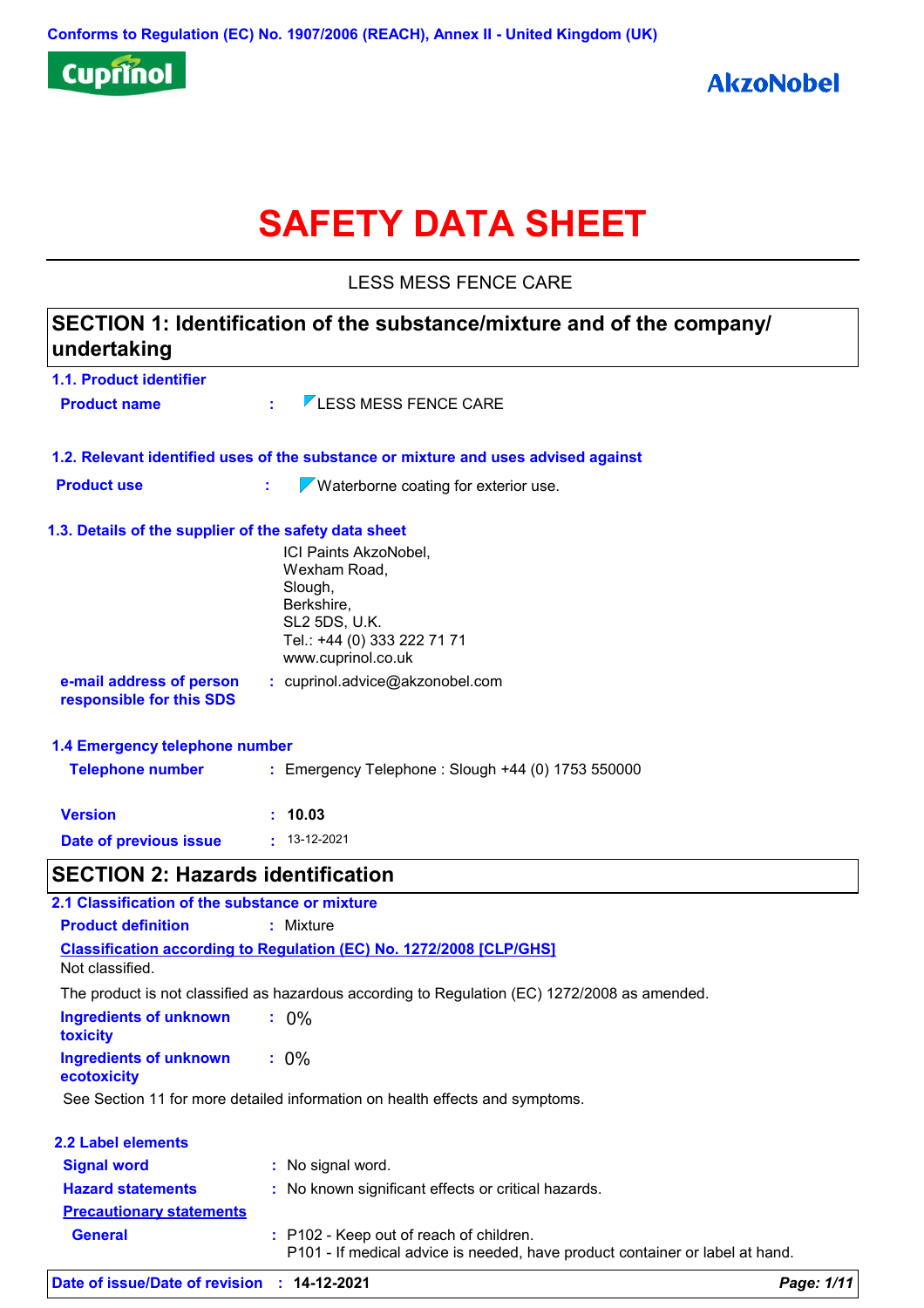Conforms to Regulation (EC) No. 1907/2006 (REACH), Annex II - United Kingdom (UK)

Cuprinol

AkzoNobel

# SAFETY DATA SHEET

LESS MESS FENCE CARE

## SECTION 1: Identification of the substance/mixture and of the company/undertaking

### 1.1. Product identifier

**Product name** : LESS MESS FENCE CARE

### 1.2. Relevant identified uses of the substance or mixture and uses advised against

**Product use** : Waterborne coating for exterior use.

### 1.3. Details of the supplier of the safety data sheet

ICI Paints AkzoNobel,
Wexham Road,
Slough,
Berkshire,
SL2 5DS, U.K.
Tel.: +44 (0) 333 222 71 71
www.cuprinol.co.uk

**e-mail address of person responsible for this SDS** : cuprinol.advice@akzonobel.com

### 1.4 Emergency telephone number

**Telephone number** : Emergency Telephone : Slough +44 (0) 1753 550000

**Version** : **10.03**

**Date of previous issue** : 13-12-2021

## SECTION 2: Hazards identification

### 2.1 Classification of the substance or mixture

**Product definition** : Mixture

**Classification according to Regulation (EC) No. 1272/2008 [CLP/GHS]**

Not classified.

The product is not classified as hazardous according to Regulation (EC) 1272/2008 as amended.

**Ingredients of unknown toxicity** : 0%

**Ingredients of unknown ecotoxicity** : 0%

See Section 11 for more detailed information on health effects and symptoms.

### 2.2 Label elements

**Signal word** : No signal word.

**Hazard statements** : No known significant effects or critical hazards.

**Precautionary statements**

**General** : P102 - Keep out of reach of children.
P101 - If medical advice is needed, have product container or label at hand.

**Date of issue/Date of revision** : **14-12-2021**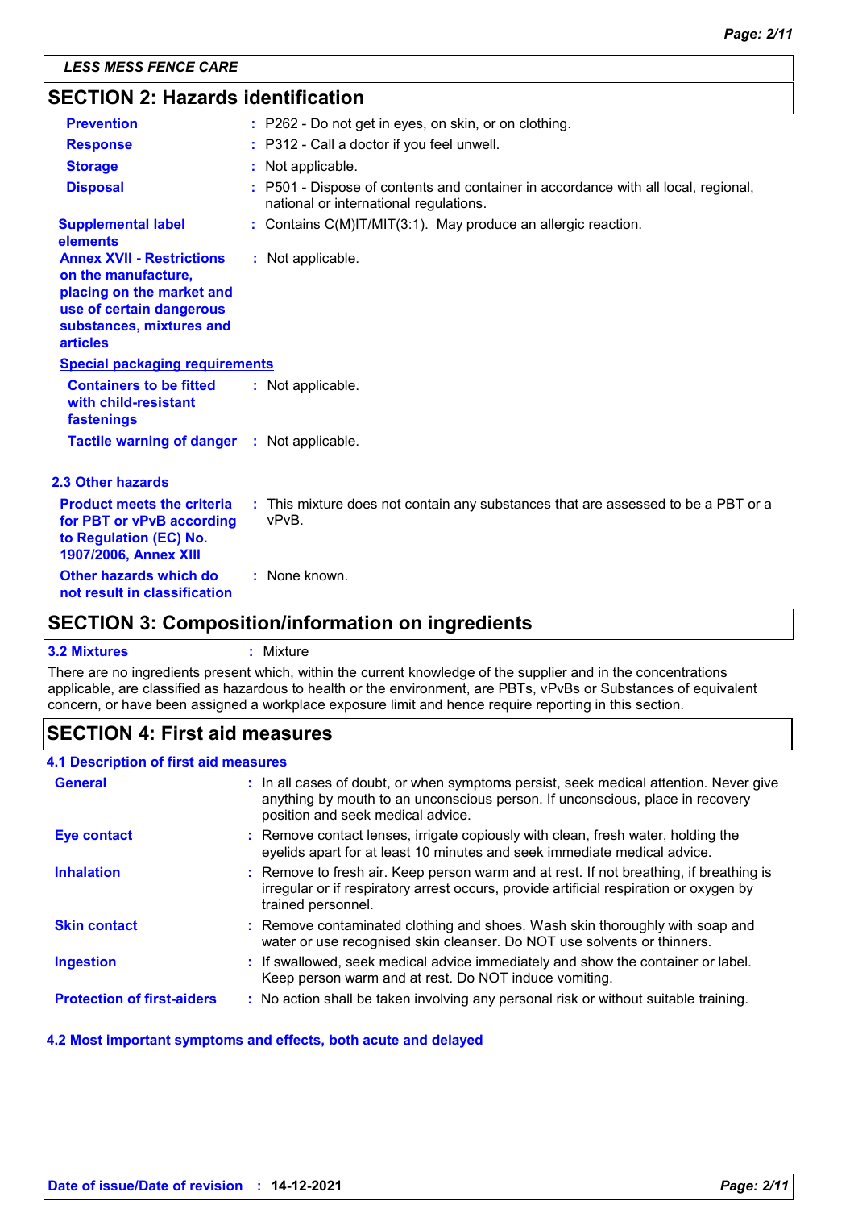## SECTION 2: Hazards identification

**Prevention** : P262 - Do not get in eyes, on skin, or on clothing.

**Response** : P312 - Call a doctor if you feel unwell.

**Storage** : Not applicable.

**Disposal** : P501 - Dispose of contents and container in accordance with all local, regional, national or international regulations.

**Supplemental label elements** : Contains C(M)IT/MIT(3:1). May produce an allergic reaction.

**Annex XVII - Restrictions on the manufacture, placing on the market and use of certain dangerous substances, mixtures and articles** : Not applicable.

**Special packaging requirements**

**Containers to be fitted with child-resistant fastenings** : Not applicable.

**Tactile warning of danger** : Not applicable.

### 2.3 Other hazards

**Product meets the criteria for PBT or vPvB according to Regulation (EC) No. 1907/2006, Annex XIII** : This mixture does not contain any substances that are assessed to be a PBT or a vPvB.

**Other hazards which do not result in classification** : None known.

## SECTION 3: Composition/information on ingredients

**3.2 Mixtures** : Mixture

There are no ingredients present which, within the current knowledge of the supplier and in the concentrations applicable, are classified as hazardous to health or the environment, are PBTs, vPvBs or Substances of equivalent concern, or have been assigned a workplace exposure limit and hence require reporting in this section.

## SECTION 4: First aid measures

### 4.1 Description of first aid measures

**General** : In all cases of doubt, or when symptoms persist, seek medical attention. Never give anything by mouth to an unconscious person. If unconscious, place in recovery position and seek medical advice.

**Eye contact** : Remove contact lenses, irrigate copiously with clean, fresh water, holding the eyelids apart for at least 10 minutes and seek immediate medical advice.

**Inhalation** : Remove to fresh air. Keep person warm and at rest. If not breathing, if breathing is irregular or if respiratory arrest occurs, provide artificial respiration or oxygen by trained personnel.

**Skin contact** : Remove contaminated clothing and shoes. Wash skin thoroughly with soap and water or use recognised skin cleanser. Do NOT use solvents or thinners.

**Ingestion** : If swallowed, seek medical advice immediately and show the container or label. Keep person warm and at rest. Do NOT induce vomiting.

**Protection of first-aiders** : No action shall be taken involving any personal risk or without suitable training.

### 4.2 Most important symptoms and effects, both acute and delayed

**Date of issue/Date of revision** : **14-12-2021**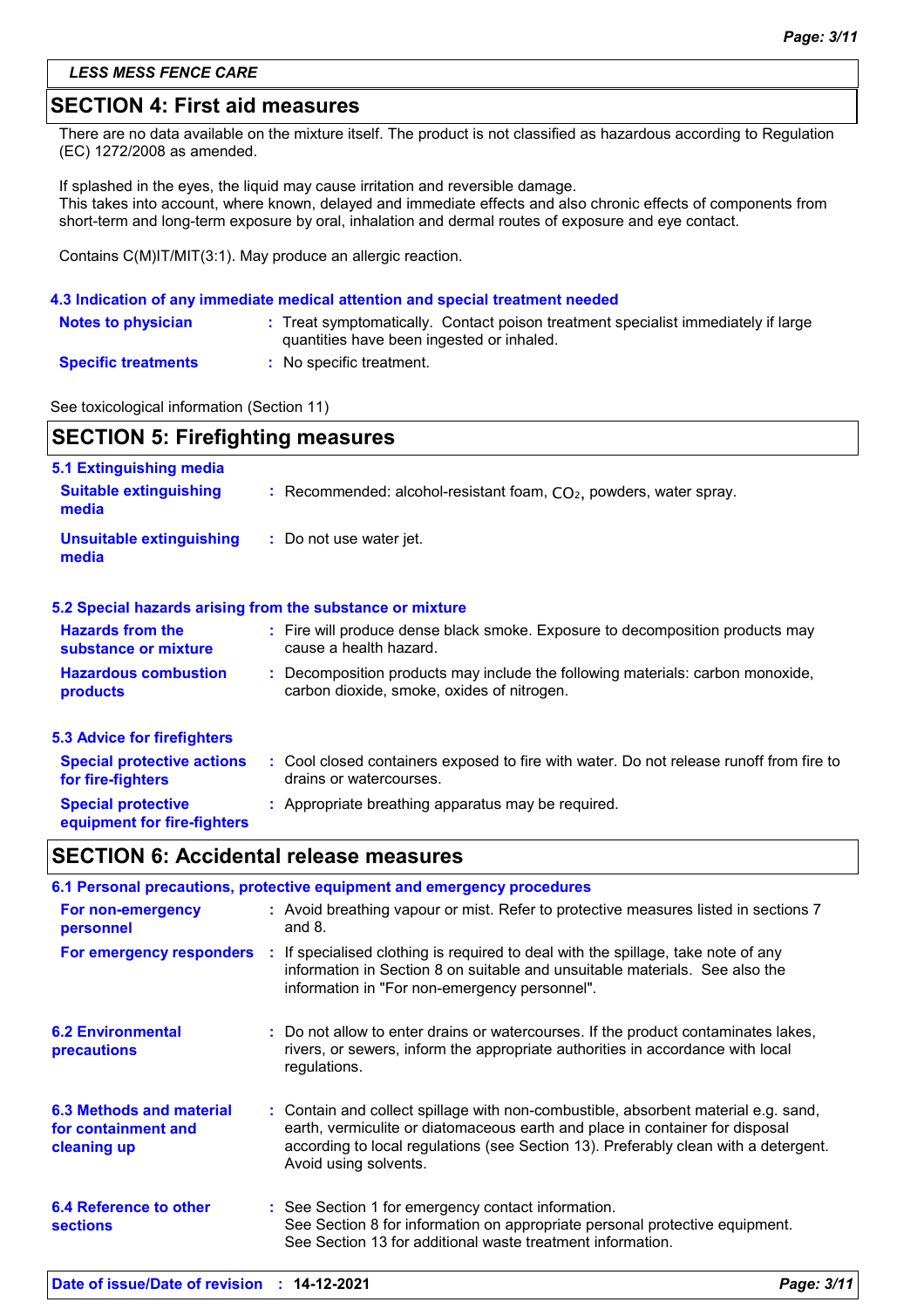## SECTION 4: First aid measures

There are no data available on the mixture itself. The product is not classified as hazardous according to Regulation (EC) 1272/2008 as amended.

If splashed in the eyes, the liquid may cause irritation and reversible damage.
This takes into account, where known, delayed and immediate effects and also chronic effects of components from short-term and long-term exposure by oral, inhalation and dermal routes of exposure and eye contact.

Contains C(M)IT/MIT(3:1). May produce an allergic reaction.

### 4.3 Indication of any immediate medical attention and special treatment needed

**Notes to physician** : Treat symptomatically. Contact poison treatment specialist immediately if large quantities have been ingested or inhaled.

**Specific treatments** : No specific treatment.

See toxicological information (Section 11)

## SECTION 5: Firefighting measures

### 5.1 Extinguishing media

**Suitable extinguishing media** : Recommended: alcohol-resistant foam, $CO_2$, powders, water spray.

**Unsuitable extinguishing media** : Do not use water jet.

### 5.2 Special hazards arising from the substance or mixture

**Hazards from the substance or mixture** : Fire will produce dense black smoke. Exposure to decomposition products may cause a health hazard.

**Hazardous combustion products** : Decomposition products may include the following materials: carbon monoxide, carbon dioxide, smoke, oxides of nitrogen.

### 5.3 Advice for firefighters

**Special protective actions for fire-fighters** : Cool closed containers exposed to fire with water. Do not release runoff from fire to drains or watercourses.

**Special protective equipment for fire-fighters** : Appropriate breathing apparatus may be required.

## SECTION 6: Accidental release measures

### 6.1 Personal precautions, protective equipment and emergency procedures

**For non-emergency personnel** : Avoid breathing vapour or mist. Refer to protective measures listed in sections 7 and 8.

**For emergency responders** : If specialised clothing is required to deal with the spillage, take note of any information in Section 8 on suitable and unsuitable materials. See also the information in "For non-emergency personnel".

**6.2 Environmental precautions** : Do not allow to enter drains or watercourses. If the product contaminates lakes, rivers, or sewers, inform the appropriate authorities in accordance with local regulations.

**6.3 Methods and material for containment and cleaning up** : Contain and collect spillage with non-combustible, absorbent material e.g. sand, earth, vermiculite or diatomaceous earth and place in container for disposal according to local regulations (see Section 13). Preferably clean with a detergent. Avoid using solvents.

**6.4 Reference to other sections** : See Section 1 for emergency contact information.
See Section 8 for information on appropriate personal protective equipment.
See Section 13 for additional waste treatment information.

**Date of issue/Date of revision** : **14-12-2021**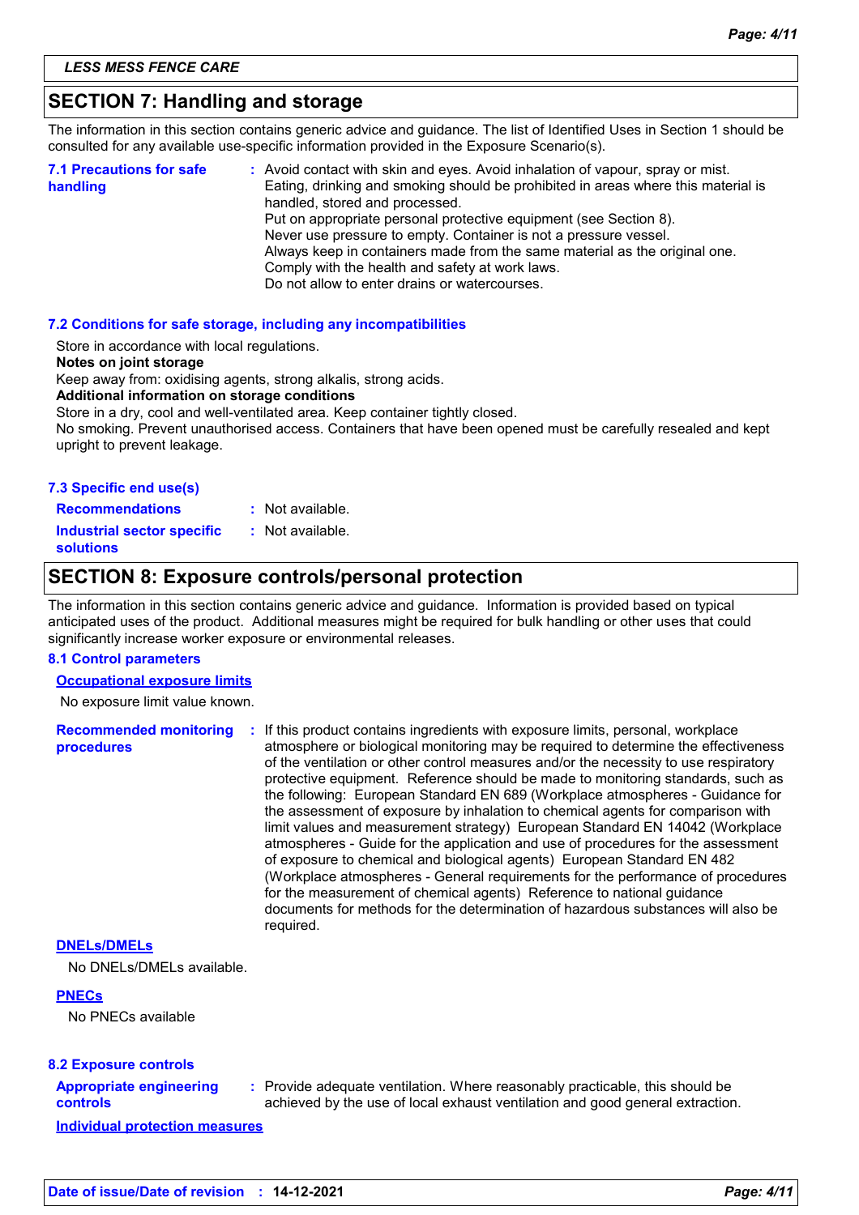*LESS MESS FENCE CARE*

## SECTION 7: Handling and storage

The information in this section contains generic advice and guidance. The list of Identified Uses in Section 1 should be consulted for any available use-specific information provided in the Exposure Scenario(s).

**7.1 Precautions for safe handling** : Avoid contact with skin and eyes. Avoid inhalation of vapour, spray or mist. Eating, drinking and smoking should be prohibited in areas where this material is handled, stored and processed.
Put on appropriate personal protective equipment (see Section 8).
Never use pressure to empty. Container is not a pressure vessel.
Always keep in containers made from the same material as the original one.
Comply with the health and safety at work laws.
Do not allow to enter drains or watercourses.

**7.2 Conditions for safe storage, including any incompatibilities**

Store in accordance with local regulations.
**Notes on joint storage**
Keep away from: oxidising agents, strong alkalis, strong acids.
**Additional information on storage conditions**
Store in a dry, cool and well-ventilated area. Keep container tightly closed.
No smoking. Prevent unauthorised access. Containers that have been opened must be carefully resealed and kept upright to prevent leakage.

**7.3 Specific end use(s)**

**Recommendations** : Not available.

**Industrial sector specific solutions** : Not available.

## SECTION 8: Exposure controls/personal protection

The information in this section contains generic advice and guidance. Information is provided based on typical anticipated uses of the product. Additional measures might be required for bulk handling or other uses that could significantly increase worker exposure or environmental releases.

**8.1 Control parameters**

**Occupational exposure limits**

No exposure limit value known.

**Recommended monitoring procedures** : If this product contains ingredients with exposure limits, personal, workplace atmosphere or biological monitoring may be required to determine the effectiveness of the ventilation or other control measures and/or the necessity to use respiratory protective equipment. Reference should be made to monitoring standards, such as the following: European Standard EN 689 (Workplace atmospheres - Guidance for the assessment of exposure by inhalation to chemical agents for comparison with limit values and measurement strategy) European Standard EN 14042 (Workplace atmospheres - Guide for the application and use of procedures for the assessment of exposure to chemical and biological agents) European Standard EN 482 (Workplace atmospheres - General requirements for the performance of procedures for the measurement of chemical agents) Reference to national guidance documents for methods for the determination of hazardous substances will also be required.

**DNELs/DMELs**

No DNELs/DMELs available.

**PNECs**

No PNECs available

**8.2 Exposure controls**

**Appropriate engineering controls** : Provide adequate ventilation. Where reasonably practicable, this should be achieved by the use of local exhaust ventilation and good general extraction.

**Individual protection measures**

**Date of issue/Date of revision** : **14-12-2021**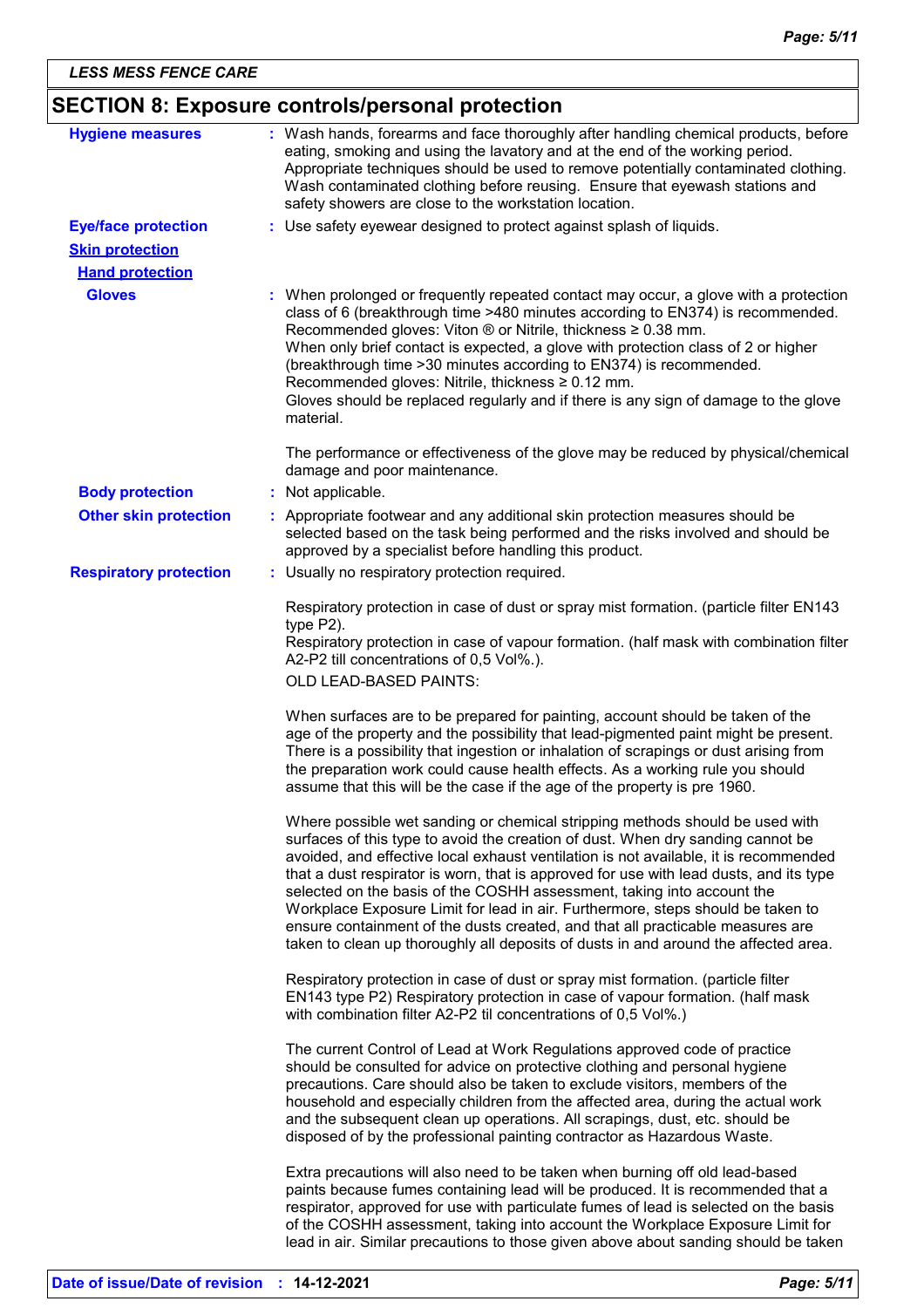## SECTION 8: Exposure controls/personal protection

**Hygiene measures** : Wash hands, forearms and face thoroughly after handling chemical products, before eating, smoking and using the lavatory and at the end of the working period. Appropriate techniques should be used to remove potentially contaminated clothing. Wash contaminated clothing before reusing. Ensure that eyewash stations and safety showers are close to the workstation location.

**Eye/face protection** : Use safety eyewear designed to protect against splash of liquids.

**Skin protection**

**Hand protection**

**Gloves** : When prolonged or frequently repeated contact may occur, a glove with a protection class of 6 (breakthrough time >480 minutes according to EN374) is recommended. Recommended gloves: Viton ® or Nitrile, thickness ≥ 0.38 mm.
When only brief contact is expected, a glove with protection class of 2 or higher (breakthrough time >30 minutes according to EN374) is recommended.
Recommended gloves: Nitrile, thickness ≥ 0.12 mm.
Gloves should be replaced regularly and if there is any sign of damage to the glove material.

The performance or effectiveness of the glove may be reduced by physical/chemical damage and poor maintenance.

**Body protection** : Not applicable.

**Other skin protection** : Appropriate footwear and any additional skin protection measures should be selected based on the task being performed and the risks involved and should be approved by a specialist before handling this product.

**Respiratory protection** : Usually no respiratory protection required.

Respiratory protection in case of dust or spray mist formation. (particle filter EN143 type P2).
Respiratory protection in case of vapour formation. (half mask with combination filter A2-P2 till concentrations of 0,5 Vol%.).
OLD LEAD-BASED PAINTS:

When surfaces are to be prepared for painting, account should be taken of the age of the property and the possibility that lead-pigmented paint might be present. There is a possibility that ingestion or inhalation of scrapings or dust arising from the preparation work could cause health effects. As a working rule you should assume that this will be the case if the age of the property is pre 1960.

Where possible wet sanding or chemical stripping methods should be used with surfaces of this type to avoid the creation of dust. When dry sanding cannot be avoided, and effective local exhaust ventilation is not available, it is recommended that a dust respirator is worn, that is approved for use with lead dusts, and its type selected on the basis of the COSHH assessment, taking into account the Workplace Exposure Limit for lead in air. Furthermore, steps should be taken to ensure containment of the dusts created, and that all practicable measures are taken to clean up thoroughly all deposits of dusts in and around the affected area.

Respiratory protection in case of dust or spray mist formation. (particle filter EN143 type P2) Respiratory protection in case of vapour formation. (half mask with combination filter A2-P2 til concentrations of 0,5 Vol%.)

The current Control of Lead at Work Regulations approved code of practice should be consulted for advice on protective clothing and personal hygiene precautions. Care should also be taken to exclude visitors, members of the household and especially children from the affected area, during the actual work and the subsequent clean up operations. All scrapings, dust, etc. should be disposed of by the professional painting contractor as Hazardous Waste.

Extra precautions will also need to be taken when burning off old lead-based paints because fumes containing lead will be produced. It is recommended that a respirator, approved for use with particulate fumes of lead is selected on the basis of the COSHH assessment, taking into account the Workplace Exposure Limit for lead in air. Similar precautions to those given above about sanding should be taken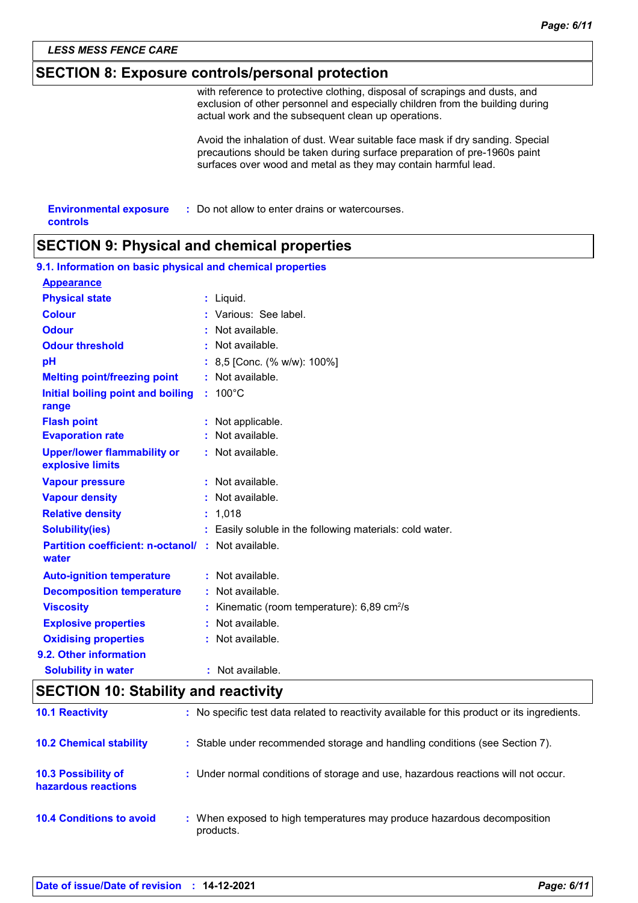## SECTION 8: Exposure controls/personal protection

with reference to protective clothing, disposal of scrapings and dusts, and exclusion of other personnel and especially children from the building during actual work and the subsequent clean up operations.

Avoid the inhalation of dust. Wear suitable face mask if dry sanding. Special precautions should be taken during surface preparation of pre-1960s paint surfaces over wood and metal as they may contain harmful lead.

**Environmental exposure controls** : Do not allow to enter drains or watercourses.

## SECTION 9: Physical and chemical properties

### 9.1. Information on basic physical and chemical properties

**Appearance**

| | |
|---|---|
| **Physical state** | : Liquid. |
| **Colour** | : Various: See label. |
| **Odour** | : Not available. |
| **Odour threshold** | : Not available. |
| **pH** | : 8,5 [Conc. (% w/w): 100%] |
| **Melting point/freezing point** | : Not available. |
| **Initial boiling point and boiling range** | : 100°C |
| **Flash point** | : Not applicable. |
| **Evaporation rate** | : Not available. |
| **Upper/lower flammability or explosive limits** | : Not available. |
| **Vapour pressure** | : Not available. |
| **Vapour density** | : Not available. |
| **Relative density** | : 1,018 |
| **Solubility(ies)** | : Easily soluble in the following materials: cold water. |
| **Partition coefficient: n-octanol/ water** | : Not available. |
| **Auto-ignition temperature** | : Not available. |
| **Decomposition temperature** | : Not available. |
| **Viscosity** | : Kinematic (room temperature): 6,89 $cm^2/s$ |
| **Explosive properties** | : Not available. |
| **Oxidising properties** | : Not available. |

### 9.2. Other information

| | |
|---|---|
| **Solubility in water** | : Not available. |

## SECTION 10: Stability and reactivity

| | |
|---|---|
| **10.1 Reactivity** | : No specific test data related to reactivity available for this product or its ingredients. |
| **10.2 Chemical stability** | : Stable under recommended storage and handling conditions (see Section 7). |
| **10.3 Possibility of hazardous reactions** | : Under normal conditions of storage and use, hazardous reactions will not occur. |
| **10.4 Conditions to avoid** | : When exposed to high temperatures may produce hazardous decomposition products. |

**Date of issue/Date of revision** : **14-12-2021**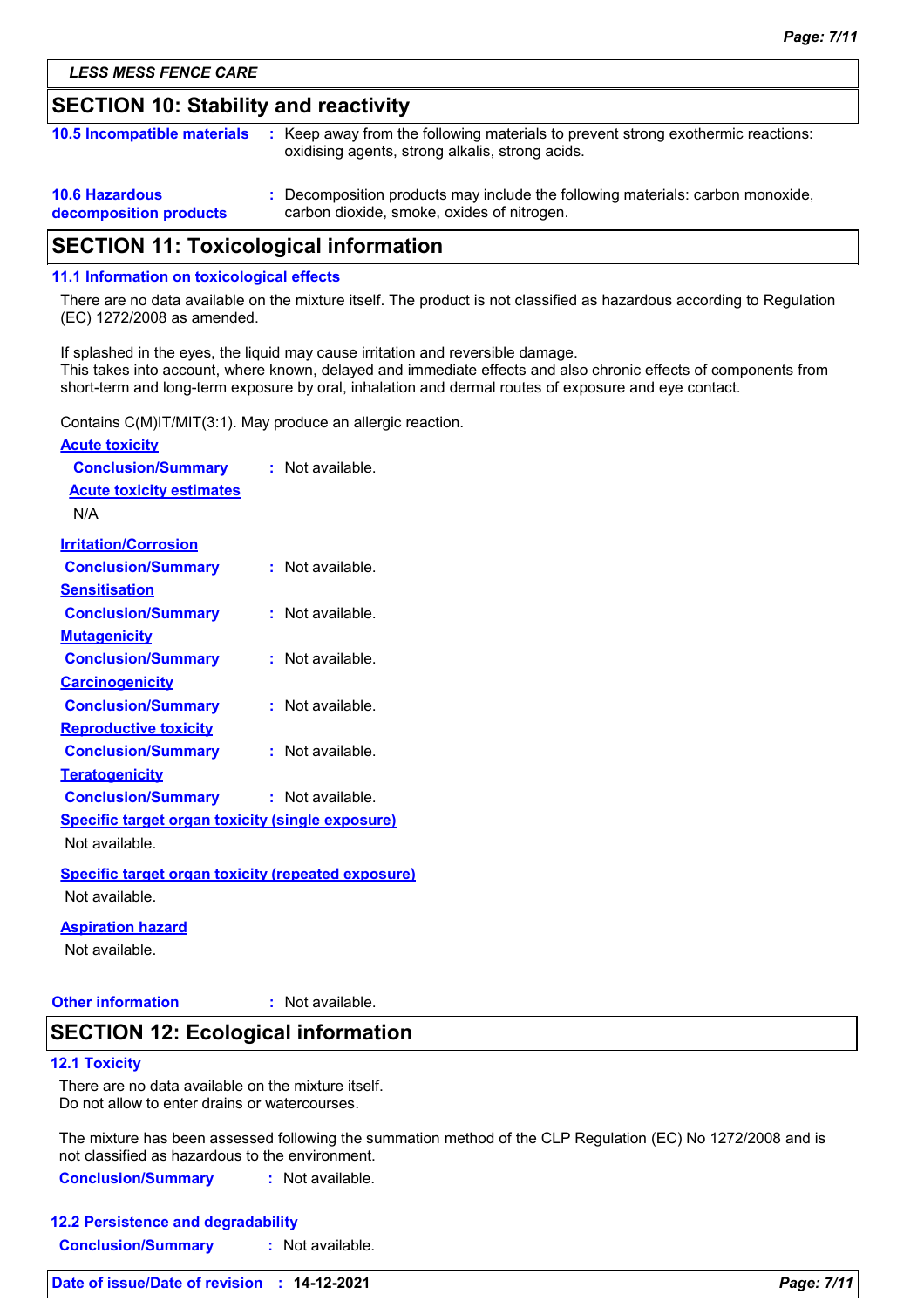**LESS MESS FENCE CARE**

## SECTION 10: Stability and reactivity

**10.5 Incompatible materials** : Keep away from the following materials to prevent strong exothermic reactions: oxidising agents, strong alkalis, strong acids.

**10.6 Hazardous decomposition products** : Decomposition products may include the following materials: carbon monoxide, carbon dioxide, smoke, oxides of nitrogen.

## SECTION 11: Toxicological information

### 11.1 Information on toxicological effects

There are no data available on the mixture itself. The product is not classified as hazardous according to Regulation (EC) 1272/2008 as amended.

If splashed in the eyes, the liquid may cause irritation and reversible damage.
This takes into account, where known, delayed and immediate effects and also chronic effects of components from short-term and long-term exposure by oral, inhalation and dermal routes of exposure and eye contact.

Contains C(M)IT/MIT(3:1). May produce an allergic reaction.

**Acute toxicity**

**Conclusion/Summary** : Not available.

**Acute toxicity estimates**

N/A

**Irritation/Corrosion**

**Conclusion/Summary** : Not available.

**Sensitisation**

**Conclusion/Summary** : Not available.

**Mutagenicity**

**Conclusion/Summary** : Not available.

**Carcinogenicity**

**Conclusion/Summary** : Not available.

**Reproductive toxicity**

**Conclusion/Summary** : Not available.

**Teratogenicity**

**Conclusion/Summary** : Not available.

**Specific target organ toxicity (single exposure)**

Not available.

**Specific target organ toxicity (repeated exposure)**

Not available.

**Aspiration hazard**

Not available.

**Other information** : Not available.

## SECTION 12: Ecological information

### 12.1 Toxicity

There are no data available on the mixture itself.
Do not allow to enter drains or watercourses.

The mixture has been assessed following the summation method of the CLP Regulation (EC) No 1272/2008 and is not classified as hazardous to the environment.

**Conclusion/Summary** : Not available.

### 12.2 Persistence and degradability

**Conclusion/Summary** : Not available.

**Date of issue/Date of revision** : **14-12-2021**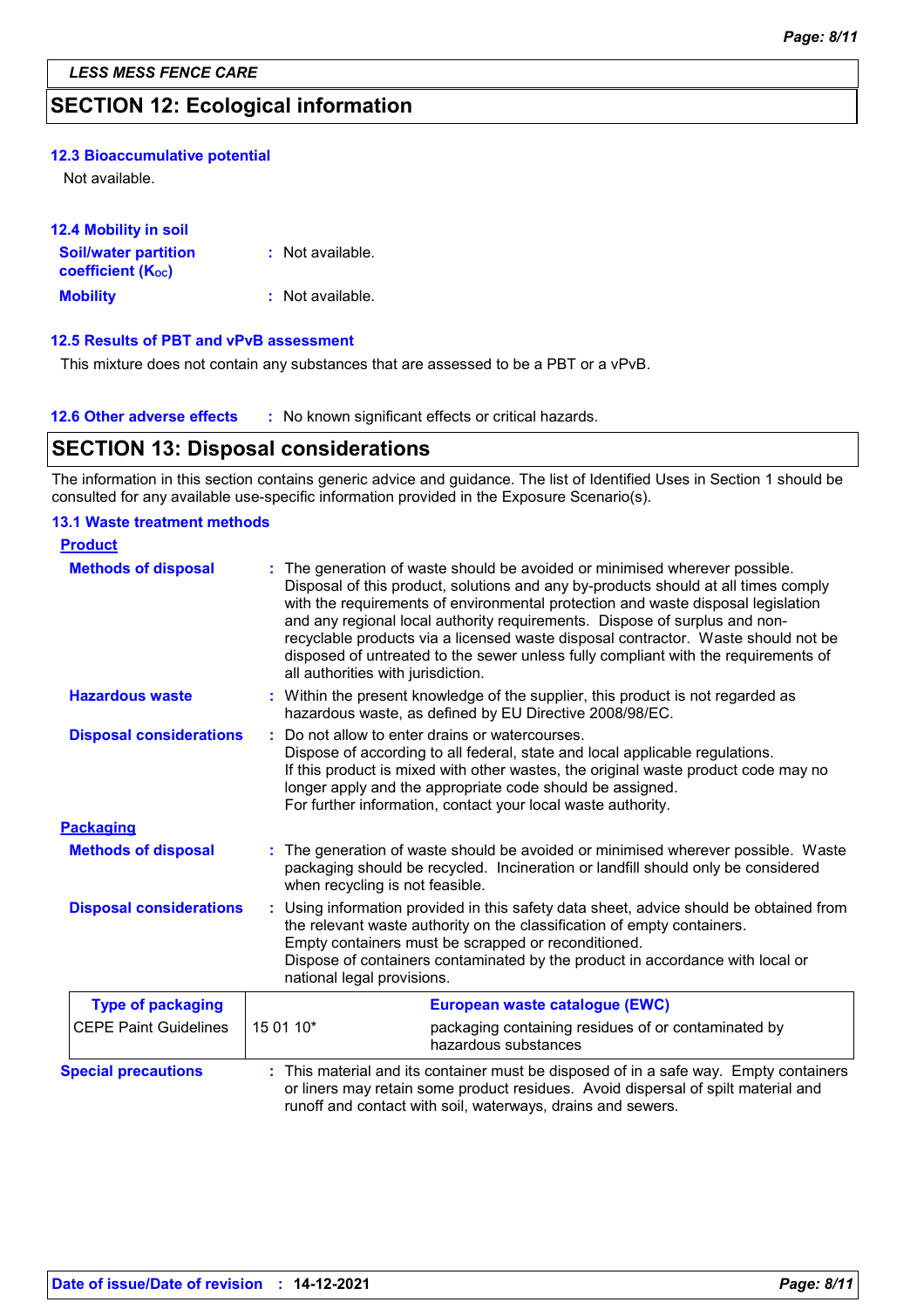*LESS MESS FENCE CARE*

## SECTION 12: Ecological information

### 12.3 Bioaccumulative potential

Not available.

### 12.4 Mobility in soil

**Soil/water partition coefficient ($K_{OC}$)** : Not available.

**Mobility** : Not available.

### 12.5 Results of PBT and vPvB assessment

This mixture does not contain any substances that are assessed to be a PBT or a vPvB.

### 12.6 Other adverse effects

: No known significant effects or critical hazards.

## SECTION 13: Disposal considerations

The information in this section contains generic advice and guidance. The list of Identified Uses in Section 1 should be consulted for any available use-specific information provided in the Exposure Scenario(s).

### 13.1 Waste treatment methods

**Product**

**Methods of disposal** : The generation of waste should be avoided or minimised wherever possible. Disposal of this product, solutions and any by-products should at all times comply with the requirements of environmental protection and waste disposal legislation and any regional local authority requirements. Dispose of surplus and non-recyclable products via a licensed waste disposal contractor. Waste should not be disposed of untreated to the sewer unless fully compliant with the requirements of all authorities with jurisdiction.

**Hazardous waste** : Within the present knowledge of the supplier, this product is not regarded as hazardous waste, as defined by EU Directive 2008/98/EC.

**Disposal considerations** : Do not allow to enter drains or watercourses.
Dispose of according to all federal, state and local applicable regulations.
If this product is mixed with other wastes, the original waste product code may no longer apply and the appropriate code should be assigned.
For further information, contact your local waste authority.

**Packaging**

**Methods of disposal** : The generation of waste should be avoided or minimised wherever possible. Waste packaging should be recycled. Incineration or landfill should only be considered when recycling is not feasible.

**Disposal considerations** : Using information provided in this safety data sheet, advice should be obtained from the relevant waste authority on the classification of empty containers.
Empty containers must be scrapped or reconditioned.
Dispose of containers contaminated by the product in accordance with local or national legal provisions.

| Type of packaging | European waste catalogue (EWC) | |
|---|---|---|
| CEPE Paint Guidelines | 15 01 10* | packaging containing residues of or contaminated by hazardous substances |

**Special precautions** : This material and its container must be disposed of in a safe way. Empty containers or liners may retain some product residues. Avoid dispersal of spilt material and runoff and contact with soil, waterways, drains and sewers.

**Date of issue/Date of revision** : **14-12-2021**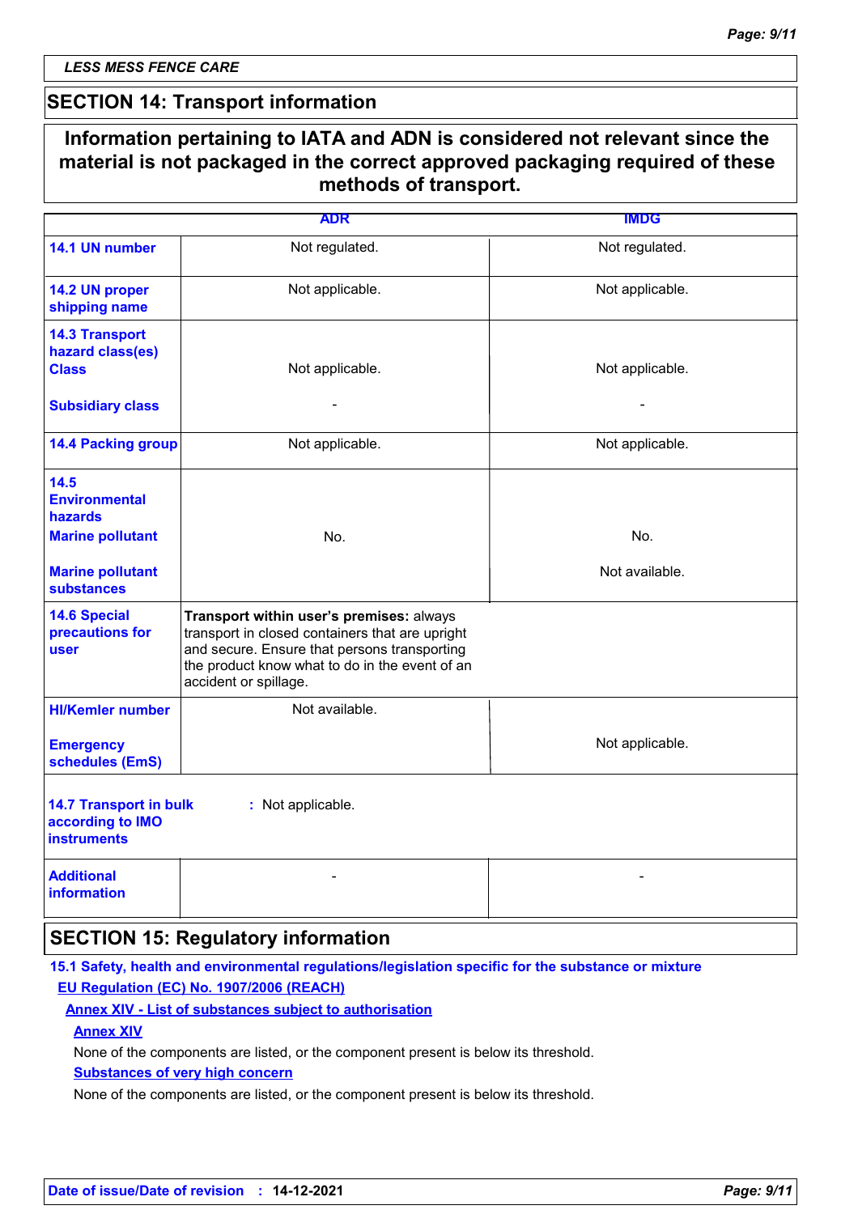LESS MESS FENCE CARE

## SECTION 14: Transport information

**Information pertaining to IATA and ADN is considered not relevant since the material is not packaged in the correct approved packaging required of these methods of transport.**

| | ADR | IMDG |
|---|---|---|
| **14.1 UN number** | Not regulated. | Not regulated. |
| **14.2 UN proper shipping name** | Not applicable. | Not applicable. |
| **14.3 Transport hazard class(es)** Class | Not applicable. | Not applicable. |
| Subsidiary class | - | - |
| **14.4 Packing group** | Not applicable. | Not applicable. |
| **14.5 Environmental hazards** Marine pollutant | No. | No. |
| Marine pollutant substances | | Not available. |
| **14.6 Special precautions for user** | **Transport within user's premises:** always transport in closed containers that are upright and secure. Ensure that persons transporting the product know what to do in the event of an accident or spillage. | |
| **HI/Kemler number** | Not available. | |
| Emergency schedules (EmS) | | Not applicable. |
| **14.7 Transport in bulk according to IMO instruments** | : Not applicable. | |
| **Additional information** | - | - |

## SECTION 15: Regulatory information

**15.1 Safety, health and environmental regulations/legislation specific for the substance or mixture**

**EU Regulation (EC) No. 1907/2006 (REACH)**

**Annex XIV - List of substances subject to authorisation**

**Annex XIV**

None of the components are listed, or the component present is below its threshold.

**Substances of very high concern**

None of the components are listed, or the component present is below its threshold.

**Date of issue/Date of revision** : **14-12-2021**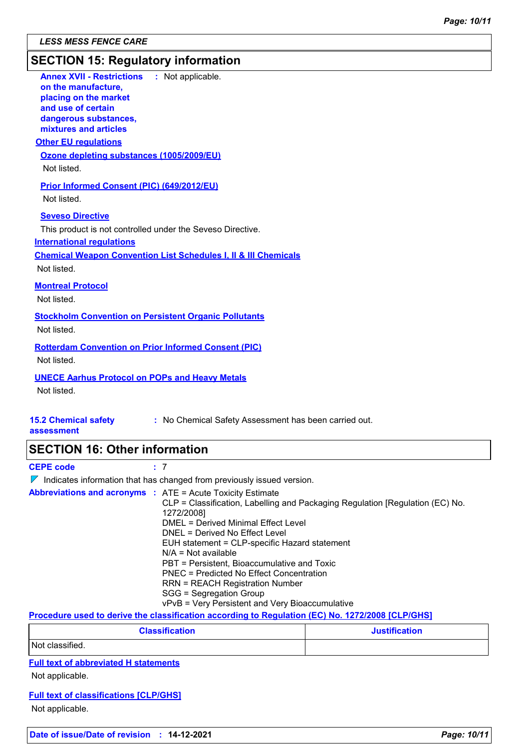LESS MESS FENCE CARE

## SECTION 15: Regulatory information

**Annex XVII - Restrictions on the manufacture, placing on the market and use of certain dangerous substances, mixtures and articles** : Not applicable.

**Other EU regulations**

**Ozone depleting substances (1005/2009/EU)**

Not listed.

**Prior Informed Consent (PIC) (649/2012/EU)**

Not listed.

**Seveso Directive**

This product is not controlled under the Seveso Directive.

**International regulations**

**Chemical Weapon Convention List Schedules I, II & III Chemicals**

Not listed.

**Montreal Protocol**

Not listed.

**Stockholm Convention on Persistent Organic Pollutants**

Not listed.

**Rotterdam Convention on Prior Informed Consent (PIC)**

Not listed.

**UNECE Aarhus Protocol on POPs and Heavy Metals**

Not listed.

**15.2 Chemical safety assessment** : No Chemical Safety Assessment has been carried out.

## SECTION 16: Other information

**CEPE code** : 7

◤ Indicates information that has changed from previously issued version.

**Abbreviations and acronyms** :
ATE = Acute Toxicity Estimate
CLP = Classification, Labelling and Packaging Regulation [Regulation (EC) No. 1272/2008]
DMEL = Derived Minimal Effect Level
DNEL = Derived No Effect Level
EUH statement = CLP-specific Hazard statement
N/A = Not available
PBT = Persistent, Bioaccumulative and Toxic
PNEC = Predicted No Effect Concentration
RRN = REACH Registration Number
SGG = Segregation Group
vPvB = Very Persistent and Very Bioaccumulative

**Procedure used to derive the classification according to Regulation (EC) No. 1272/2008 [CLP/GHS]**

| Classification | Justification |
| --- | --- |
| Not classified. | |

**Full text of abbreviated H statements**

Not applicable.

**Full text of classifications [CLP/GHS]**

Not applicable.

**Date of issue/Date of revision** : **14-12-2021**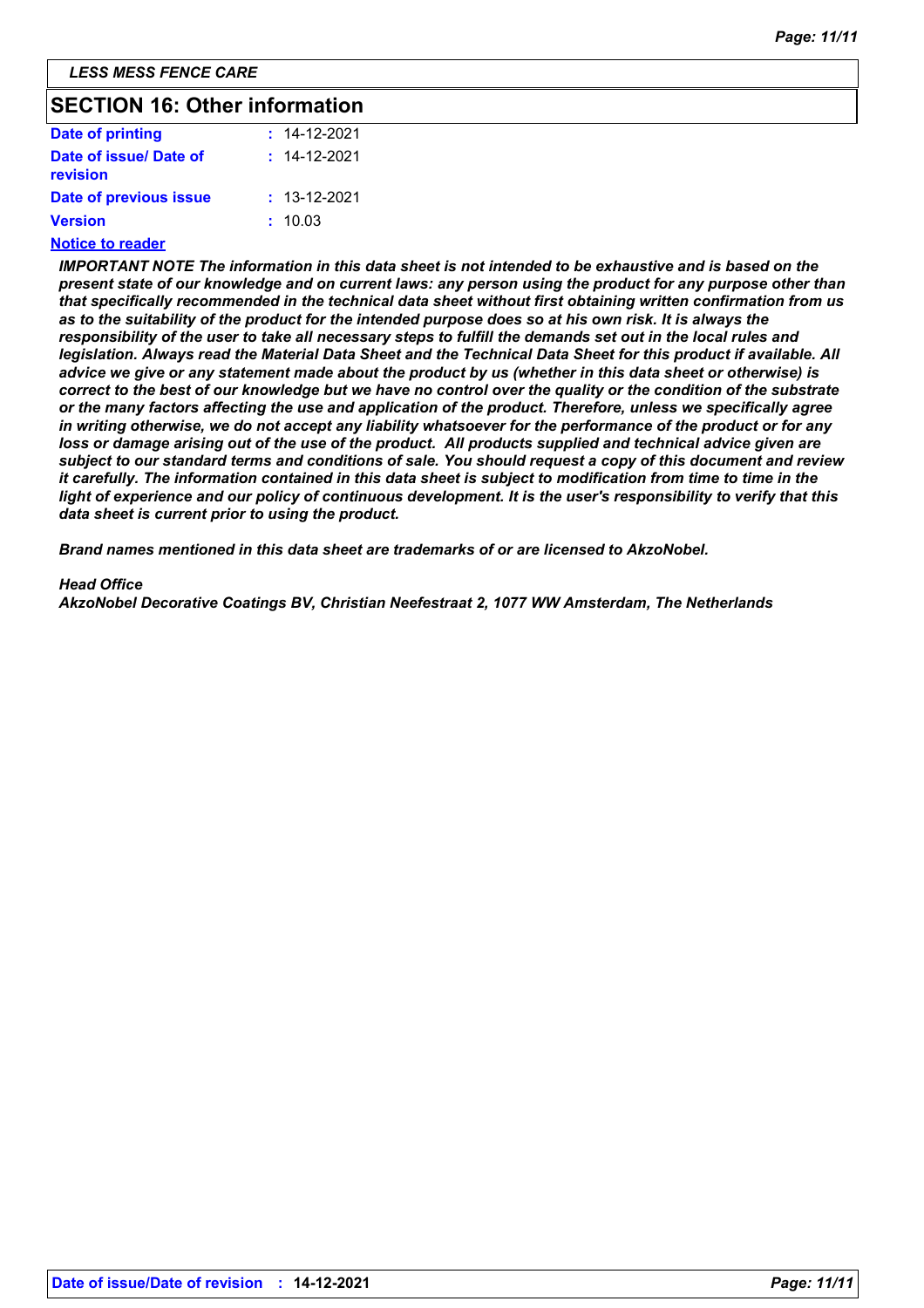## SECTION 16: Other information

| | |
|---|---|
| **Date of printing** | : 14-12-2021 |
| **Date of issue/ Date of revision** | : 14-12-2021 |
| **Date of previous issue** | : 13-12-2021 |
| **Version** | : 10.03 |

**Notice to reader**

***IMPORTANT NOTE The information in this data sheet is not intended to be exhaustive and is based on the present state of our knowledge and on current laws: any person using the product for any purpose other than that specifically recommended in the technical data sheet without first obtaining written confirmation from us as to the suitability of the product for the intended purpose does so at his own risk. It is always the responsibility of the user to take all necessary steps to fulfill the demands set out in the local rules and legislation. Always read the Material Data Sheet and the Technical Data Sheet for this product if available. All advice we give or any statement made about the product by us (whether in this data sheet or otherwise) is correct to the best of our knowledge but we have no control over the quality or the condition of the substrate or the many factors affecting the use and application of the product. Therefore, unless we specifically agree in writing otherwise, we do not accept any liability whatsoever for the performance of the product or for any loss or damage arising out of the use of the product. All products supplied and technical advice given are subject to our standard terms and conditions of sale. You should request a copy of this document and review it carefully. The information contained in this data sheet is subject to modification from time to time in the light of experience and our policy of continuous development. It is the user's responsibility to verify that this data sheet is current prior to using the product.***

***Brand names mentioned in this data sheet are trademarks of or are licensed to AkzoNobel.***

***Head Office***
***AkzoNobel Decorative Coatings BV, Christian Neefestraat 2, 1077 WW Amsterdam, The Netherlands***